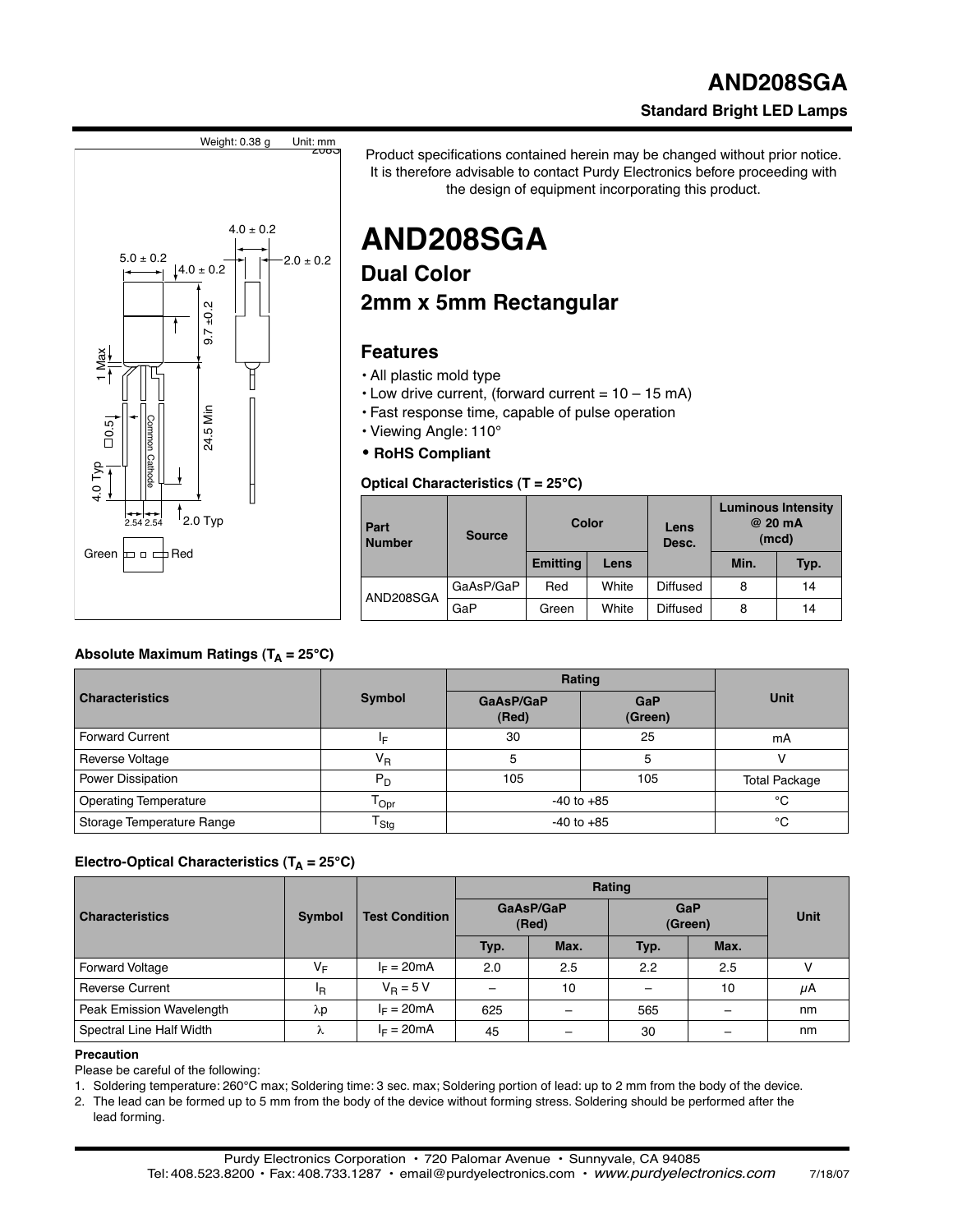Product specifications contained herein may be changed without prior notice. It is therefore advisable to contact Purdy Electronics before proceeding with the design of equipment incorporating this product.

Weight: 0.38 g Unit: mm

# AND208SGA

## Dual Color
## 2mm x 5mm Rectangular

### Features

- All plastic mold type
- Low drive current, (forward current = 10 – 15 mA)
- Fast response time, capable of pulse operation
- Viewing Angle: 110°
- **RoHS Compliant**

**Optical Characteristics (T = 25°C)**

| Part Number | Source | Color | | Lens Desc. | Luminous Intensity @ 20 mA (mcd) | |
|---|---|---|---|---|---|---|
| | | Emitting | Lens | | Min. | Typ. |
| AND208SGA | GaAsP/GaP | Red | White | Diffused | 8 | 14 |
| | GaP | Green | White | Diffused | 8 | 14 |

**Absolute Maximum Ratings ($T_A$ = 25°C)**

| Characteristics | Symbol | Rating | | Unit |
|---|---|---|---|---|
| | | GaAsP/GaP (Red) | GaP (Green) | |
| Forward Current | $I_F$ | 30 | 25 | mA |
| Reverse Voltage | $V_R$ | 5 | 5 | V |
| Power Dissipation | $P_D$ | 105 | 105 | Total Package |
| Operating Temperature | $T_{Opr}$ | -40 to +85 | | °C |
| Storage Temperature Range | $T_{Stg}$ | -40 to +85 | | °C |

**Electro-Optical Characteristics ($T_A$ = 25°C)**

| Characteristics | Symbol | Test Condition | Rating | | | | Unit |
|---|---|---|---|---|---|---|---|
| | | | GaAsP/GaP (Red) | | GaP (Green) | | |
| | | | Typ. | Max. | Typ. | Max. | |
| Forward Voltage | $V_F$ | $I_F$ = 20mA | 2.0 | 2.5 | 2.2 | 2.5 | V |
| Reverse Current | $I_R$ | $V_R$ = 5 V | – | 10 | – | 10 | μA |
| Peak Emission Wavelength | λp | $I_F$ = 20mA | 625 | – | 565 | – | nm |
| Spectral Line Half Width | λ | $I_F$ = 20mA | 45 | – | 30 | – | nm |

**Precaution**

Please be careful of the following:

1. Soldering temperature: 260°C max; Soldering time: 3 sec. max; Soldering portion of lead: up to 2 mm from the body of the device.
2. The lead can be formed up to 5 mm from the body of the device without forming stress. Soldering should be performed after the lead forming.

Purdy Electronics Corporation • 720 Palomar Avenue • Sunnyvale, CA 94085
Tel: 408.523.8200 • Fax: 408.733.1287 • email@purdyelectronics.com • *www.purdyelectronics.com* 7/18/07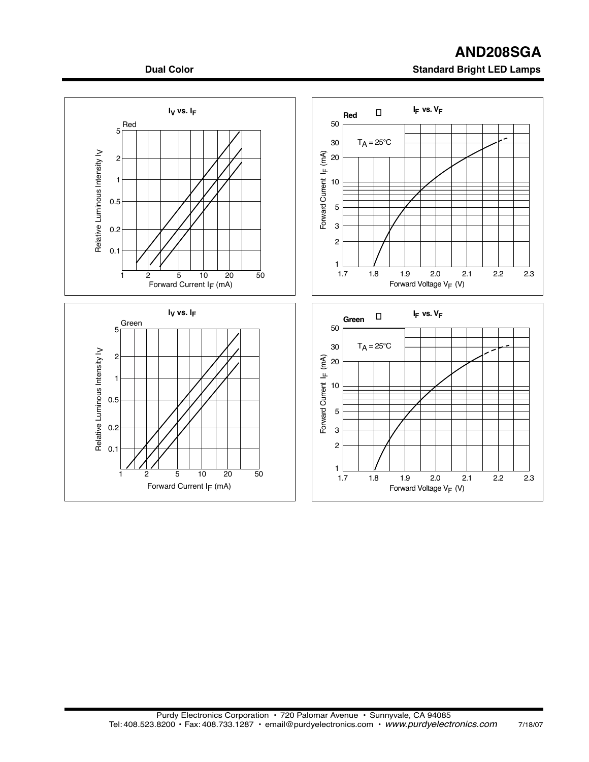**Dual Color**

**Standard Bright LED Lamps**

**$I_V$ vs. $I_F$**

Red

Relative Luminous Intensity Iv

Forward Current $I_F$ (mA)

**$I_F$ vs. $V_F$**

**Red**

$T_A = 25°C$

Forward Current $I_F$ (mA)

Forward Voltage $V_F$ (V)

**$I_V$ vs. $I_F$**

Green

Relative Luminous Intensity Iv

Forward Current $I_F$ (mA)

**$I_F$ vs. $V_F$**

**Green**

$T_A = 25°C$

Forward Current $I_F$ (mA)

Forward Voltage $V_F$ (V)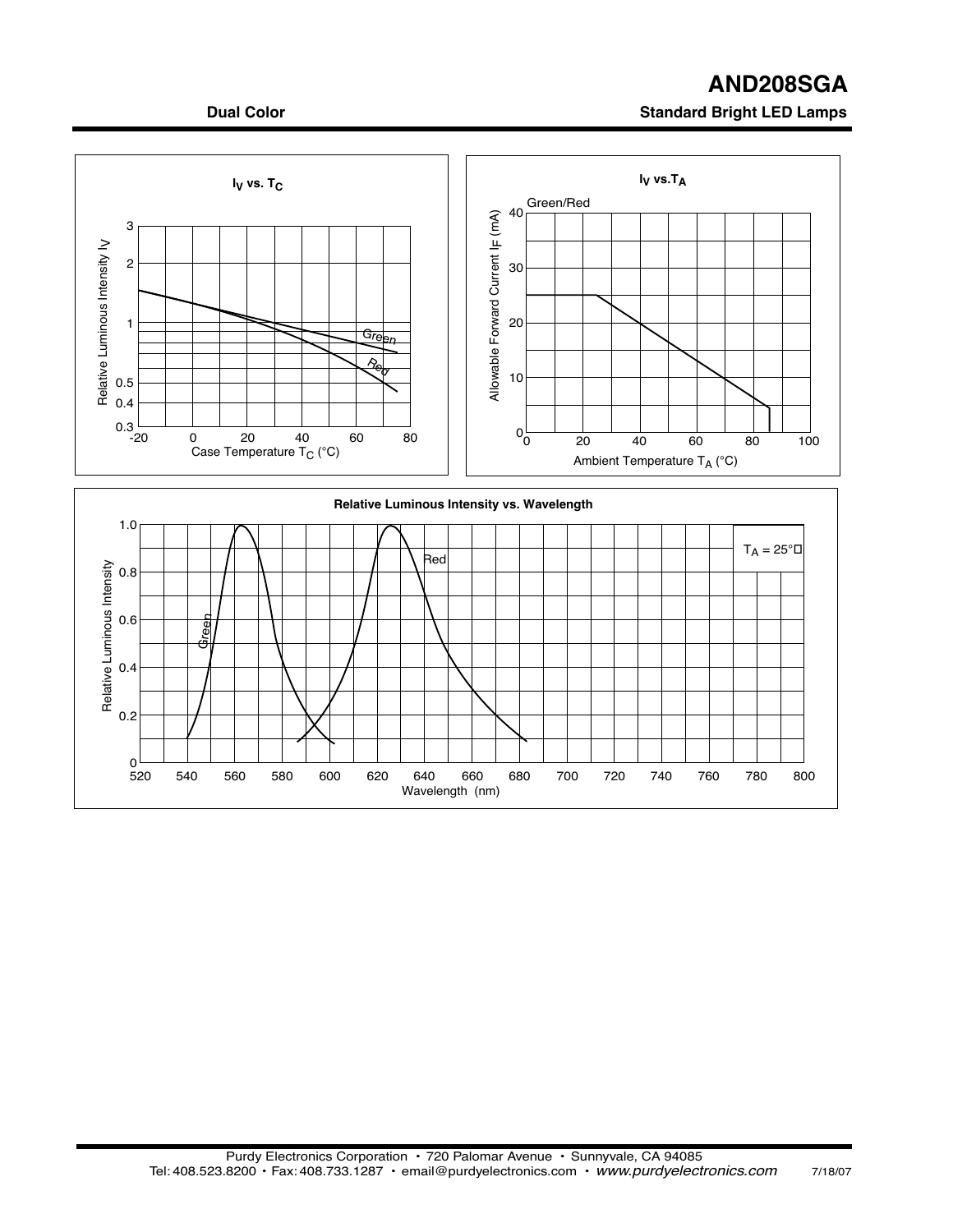# AND208SGA

**Dual Color**

**Standard Bright LED Lamps**

**$I_V$ vs. $T_C$**

Relative Luminous Intensity $I_V$

3
2
1
0.5
0.4
0.3

-20 0 20 40 60 80

Case Temperature $T_C$ (°C)

Green

Red

**$I_V$ vs. $T_A$**

Green/Red

Allowable Forward Current $I_F$ (mA)

40
30
20
10
0

0 20 40 60 80 100

Ambient Temperature $T_A$ (°C)

**Relative Luminous Intensity vs. Wavelength**

Relative Luminous Intensity

1.0
0.8
0.6
0.4
0.2
0

520 540 560 580 600 620 640 660 680 700 720 740 760 780 800

Wavelength (nm)

$T_A$ = 25°

Green

Red

Purdy Electronics Corporation • 720 Palomar Avenue • Sunnyvale, CA 94085
Tel: 408.523.8200 • Fax: 408.733.1287 • email@purdyelectronics.com • *www.purdyelectronics.com* 7/18/07